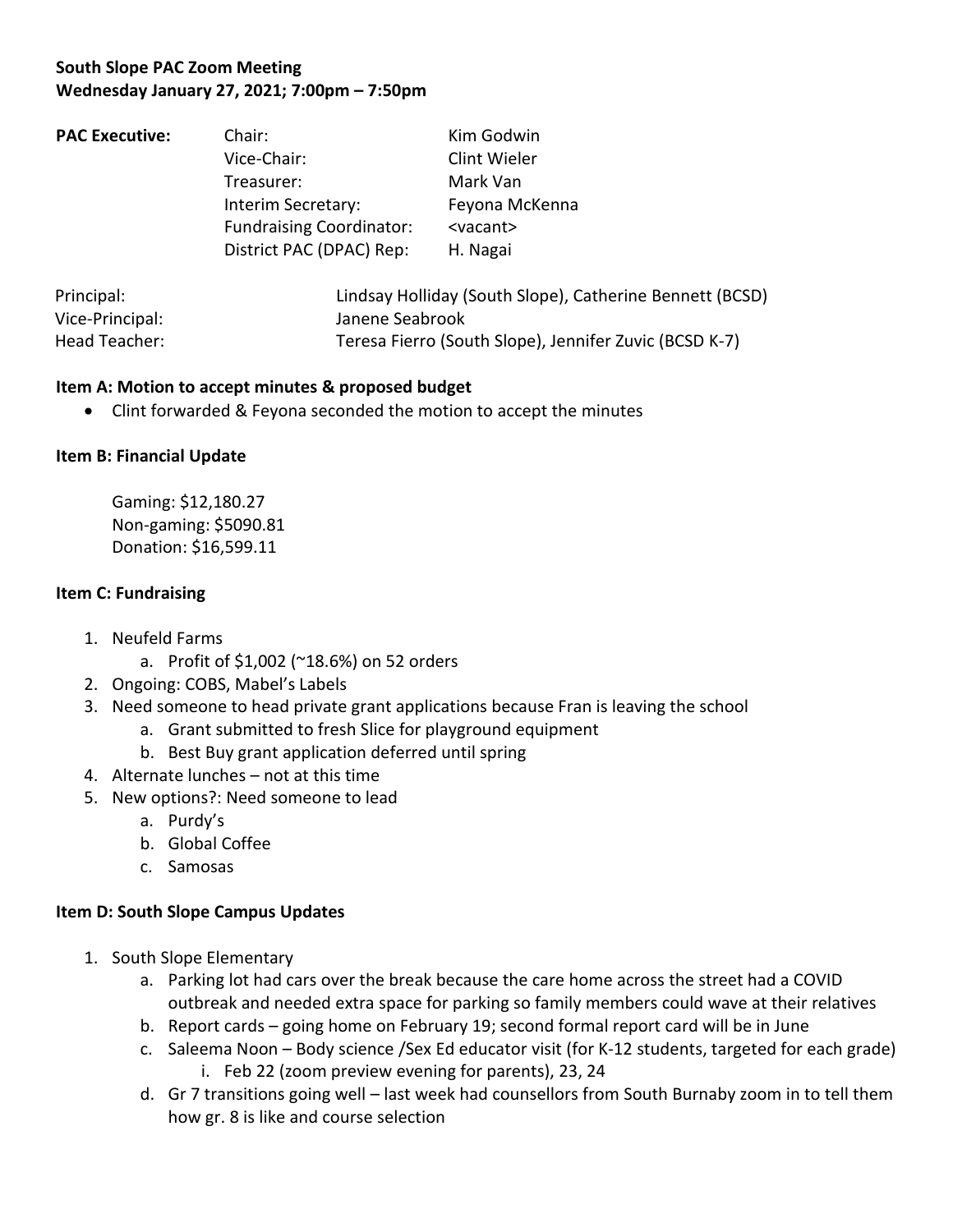**South Slope PAC Zoom Meeting**
**Wednesday January 27, 2021; 7:00pm – 7:50pm**

| **PAC Executive:** | Chair: | Kim Godwin |
|---|---|---|
| | Vice-Chair: | Clint Wieler |
| | Treasurer: | Mark Van |
| | Interim Secretary: | Feyona McKenna |
| | Fundraising Coordinator: | <vacant> |
| | District PAC (DPAC) Rep: | H. Nagai |

| | |
|---|---|
| Principal: | Lindsay Holliday (South Slope), Catherine Bennett (BCSD) |
| Vice-Principal: | Janene Seabrook |
| Head Teacher: | Teresa Fierro (South Slope), Jennifer Zuvic (BCSD K-7) |

**Item A: Motion to accept minutes & proposed budget**

- Clint forwarded & Feyona seconded the motion to accept the minutes

**Item B: Financial Update**

Gaming: $12,180.27
Non-gaming: $5090.81
Donation: $16,599.11

**Item C: Fundraising**

1. Neufeld Farms
   a. Profit of $1,002 (~18.6%) on 52 orders
2. Ongoing: COBS, Mabel's Labels
3. Need someone to head private grant applications because Fran is leaving the school
   a. Grant submitted to fresh Slice for playground equipment
   b. Best Buy grant application deferred until spring
4. Alternate lunches – not at this time
5. New options?: Need someone to lead
   a. Purdy's
   b. Global Coffee
   c. Samosas

**Item D: South Slope Campus Updates**

1. South Slope Elementary
   a. Parking lot had cars over the break because the care home across the street had a COVID outbreak and needed extra space for parking so family members could wave at their relatives
   b. Report cards – going home on February 19; second formal report card will be in June
   c. Saleema Noon – Body science /Sex Ed educator visit (for K-12 students, targeted for each grade)
      i. Feb 22 (zoom preview evening for parents), 23, 24
   d. Gr 7 transitions going well – last week had counsellors from South Burnaby zoom in to tell them how gr. 8 is like and course selection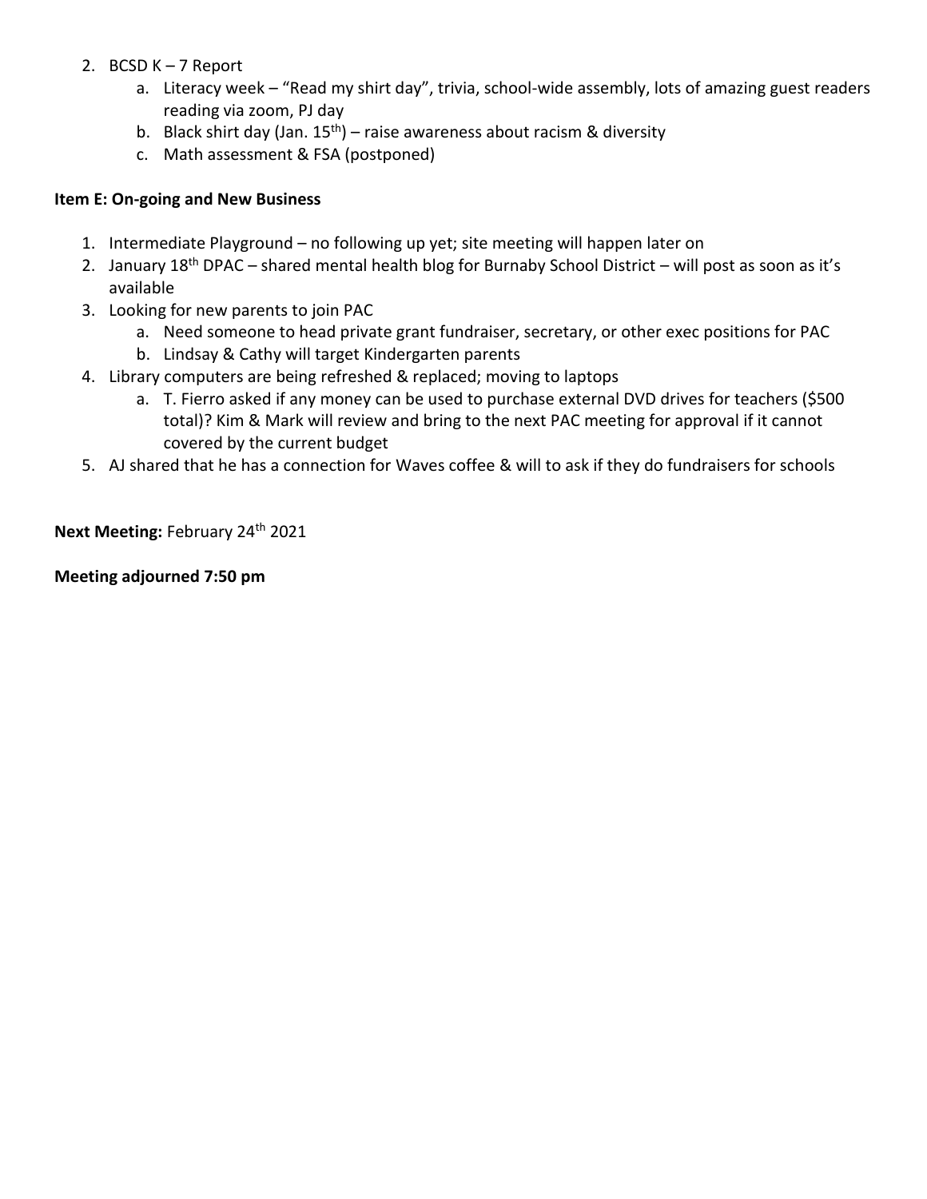2. BCSD K – 7 Report
    a. Literacy week – "Read my shirt day", trivia, school-wide assembly, lots of amazing guest readers reading via zoom, PJ day
    b. Black shirt day (Jan. 15th) – raise awareness about racism & diversity
    c. Math assessment & FSA (postponed)

**Item E: On-going and New Business**

1. Intermediate Playground – no following up yet; site meeting will happen later on
2. January 18th DPAC – shared mental health blog for Burnaby School District – will post as soon as it's available
3. Looking for new parents to join PAC
    a. Need someone to head private grant fundraiser, secretary, or other exec positions for PAC
    b. Lindsay & Cathy will target Kindergarten parents
4. Library computers are being refreshed & replaced; moving to laptops
    a. T. Fierro asked if any money can be used to purchase external DVD drives for teachers ($500 total)? Kim & Mark will review and bring to the next PAC meeting for approval if it cannot covered by the current budget
5. AJ shared that he has a connection for Waves coffee & will to ask if they do fundraisers for schools

**Next Meeting:** February 24th 2021

**Meeting adjourned 7:50 pm**